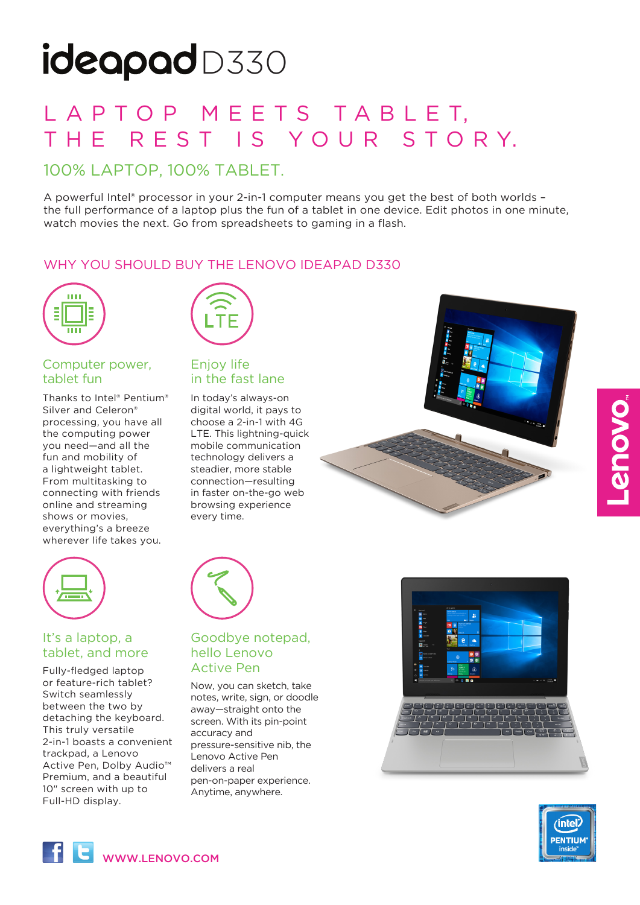# ideapad D330

## LAPTOP MEETS TABLET, THE REST IS YOUR STORY.

### 100% LAPTOP, 100% TABLET.

A powerful Intel® processor in your 2-in-1 computer means you get the best of both worlds – the full performance of a laptop plus the fun of a tablet in one device. Edit photos in one minute, watch movies the next. Go from spreadsheets to gaming in a flash.

### WHY YOU SHOULD BUY THE LENOVO IDEAPAD D330

#### Computer power, tablet fun

Thanks to Intel® Pentium® Silver and Celeron® processing, you have all the computing power you need—and all the fun and mobility of a lightweight tablet. From multitasking to connecting with friends online and streaming shows or movies, everything's a breeze wherever life takes you.

#### Enjoy life in the fast lane

In today's always-on digital world, it pays to choose a 2-in-1 with 4G LTE. This lightning-quick mobile communication technology delivers a steadier, more stable connection—resulting in faster on-the-go web browsing experience every time.

#### It's a laptop, a tablet, and more

Fully-fledged laptop or feature-rich tablet? Switch seamlessly between the two by detaching the keyboard. This truly versatile 2-in-1 boasts a convenient trackpad, a Lenovo Active Pen, Dolby Audio™ Premium, and a beautiful 10" screen with up to Full-HD display.

#### Goodbye notepad, hello Lenovo Active Pen

Now, you can sketch, take notes, write, sign, or doodle away—straight onto the screen. With its pin-point accuracy and pressure-sensitive nib, the Lenovo Active Pen delivers a real pen-on-paper experience. Anytime, anywhere.

WWW.LENOVO.COM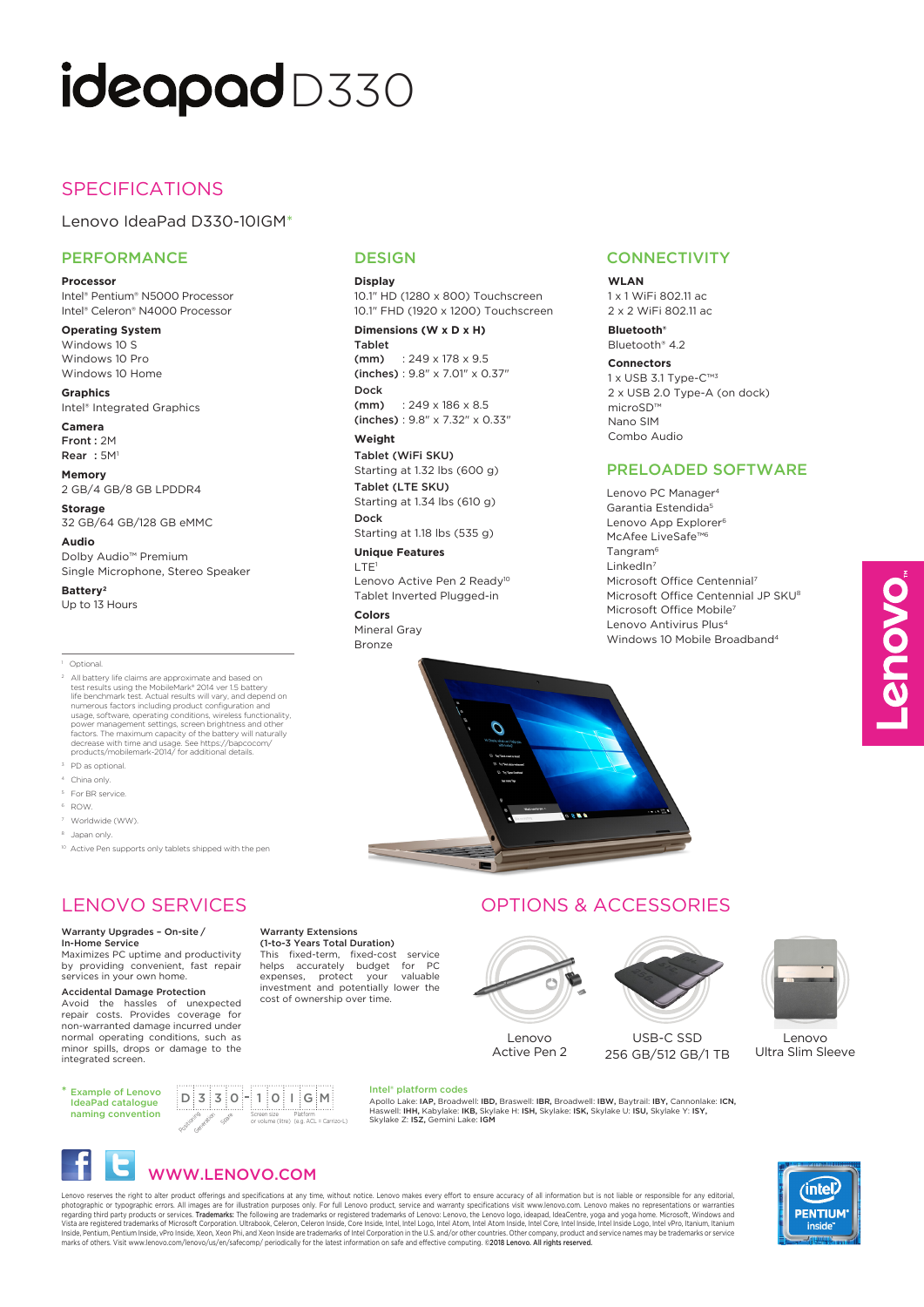# ideapad D330

## SPECIFICATIONS

Lenovo IdeaPad D330-10IGM*

### PERFORMANCE

**Processor**
Intel® Pentium® N5000 Processor
Intel® Celeron® N4000 Processor

**Operating System**
Windows 10 S
Windows 10 Pro
Windows 10 Home

**Graphics**
Intel® Integrated Graphics

**Camera**
**Front :** 2M
**Rear :** 5M[1]

**Memory**
2 GB/4 GB/8 GB LPDDR4

**Storage**
32 GB/64 GB/128 GB eMMC

**Audio**
Dolby Audio™ Premium
Single Microphone, Stereo Speaker

**Battery**[2]
Up to 13 Hours

### DESIGN

**Display**
10.1" HD (1280 x 800) Touchscreen
10.1" FHD (1920 x 1200) Touchscreen

**Dimensions (W x D x H)**
**Tablet**
**(mm)** : 249 x 178 x 9.5
**(inches)** : 9.8" x 7.01" x 0.37"
**Dock**
**(mm)** : 249 x 186 x 8.5
**(inches)** : 9.8" x 7.32" x 0.33"

**Weight**
**Tablet (WiFi SKU)**
Starting at 1.32 lbs (600 g)
**Tablet (LTE SKU)**
Starting at 1.34 lbs (610 g)
**Dock**
Starting at 1.18 lbs (535 g)

**Unique Features**
LTE[1]
Lenovo Active Pen 2 Ready[10]
Tablet Inverted Plugged-in

**Colors**
Mineral Gray
Bronze

### CONNECTIVITY

**WLAN**
1 x 1 WiFi 802.11 ac
2 x 2 WiFi 802.11 ac

**Bluetooth®**
Bluetooth® 4.2

**Connectors**
1 x USB 3.1 Type-C™[3]
2 x USB 2.0 Type-A (on dock)
microSD™
Nano SIM
Combo Audio

### PRELOADED SOFTWARE

Lenovo PC Manager[4]
Garantia Estendida[5]
Lenovo App Explorer[6]
McAfee LiveSafe™[6]
Tangram[6]
LinkedIn[7]
Microsoft Office Centennial[7]
Microsoft Office Centennial JP SKU[8]
Microsoft Office Mobile[7]
Lenovo Antivirus Plus[4]
Windows 10 Mobile Broadband[4]

[1] Optional.
[2] All battery life claims are approximate and based on test results using the MobileMark® 2014 ver 1.5 battery life benchmark test. Actual results will vary, and depend on numerous factors including product configuration and usage, software, operating conditions, wireless functionality, power management settings, screen brightness and other factors. The maximum capacity of the battery will naturally decrease with time and usage. See https://bapcocom/products/mobilemark-2014/ for additional details.
[3] PD as optional.
[4] China only.
[5] For BR service.
[6] ROW.
[7] Worldwide (WW).
[8] Japan only.
[10] Active Pen supports only tablets shipped with the pen

## LENOVO SERVICES

**Warranty Upgrades – On-site / In-Home Service**
Maximizes PC uptime and productivity by providing convenient, fast repair services in your own home.

**Accidental Damage Protection**
Avoid the hassles of unexpected repair costs. Provides coverage for non-warranted damage incurred under normal operating conditions, such as minor spills, drops or damage to the integrated screen.

**Warranty Extensions (1-to-3 Years Total Duration)**
This fixed-term, fixed-cost service helps accurately budget for PC expenses, protect your valuable investment and potentially lower the cost of ownership over time.

## OPTIONS & ACCESSORIES

Lenovo Active Pen 2

USB-C SSD 256 GB/512 GB/1 TB

Lenovo Ultra Slim Sleeve

\* Example of Lenovo IdeaPad catalogue naming convention

D 3 3 0 - 1 0 I G M
Positioning, Generation, Stage, Screen size or volume (litre), Platform (e.g. ACL = Carrizo-L)

**Intel® platform codes**
Apollo Lake: **IAP**, Broadwell: **IBD**, Braswell: **IBR**, Broadwell: **IBW**, Baytrail: **IBY**, Cannonlake: **ICN**, Haswell: **IHH**, Kabylake: **IKB**, Skylake H: **ISH**, Skylake: **ISK**, Skylake U: **ISU**, Skylake Y: **ISY**, Skylake Z: **ISZ**, Gemini Lake: **IGM**

WWW.LENOVO.COM

Lenovo reserves the right to alter product offerings and specifications at any time, without notice. Lenovo makes every effort to ensure accuracy of all information but is not liable or responsible for any editorial, photographic or typographic errors. All images are for illustration purposes only. For full Lenovo product, service and warranty specifications visit www.lenovo.com. Lenovo makes no representations or warranties regarding third party products or services. **Trademarks:** The following are trademarks or registered trademarks of Lenovo: Lenovo, the Lenovo logo, ideapad, IdeaCentre, yoga and yoga home. Microsoft, Windows and Vista are registered trademarks of Microsoft Corporation. Ultrabook, Celeron, Celeron Inside, Core Inside, Intel, Intel Logo, Intel Atom, Intel Atom Inside, Intel Core, Intel Inside, Intel Inside Logo, Intel vPro, Itanium, Itanium Inside, Pentium, Pentium Inside, vPro Inside, Xeon, Xeon Phi, and Xeon Inside are trademarks of Intel Corporation in the U.S. and/or other countries. Other company, product and service names may be trademarks or service marks of others. Visit www.lenovo.com/lenovo/us/en/safecomp/ periodically for the latest information on safe and effective computing. **©2018 Lenovo. All rights reserved.**